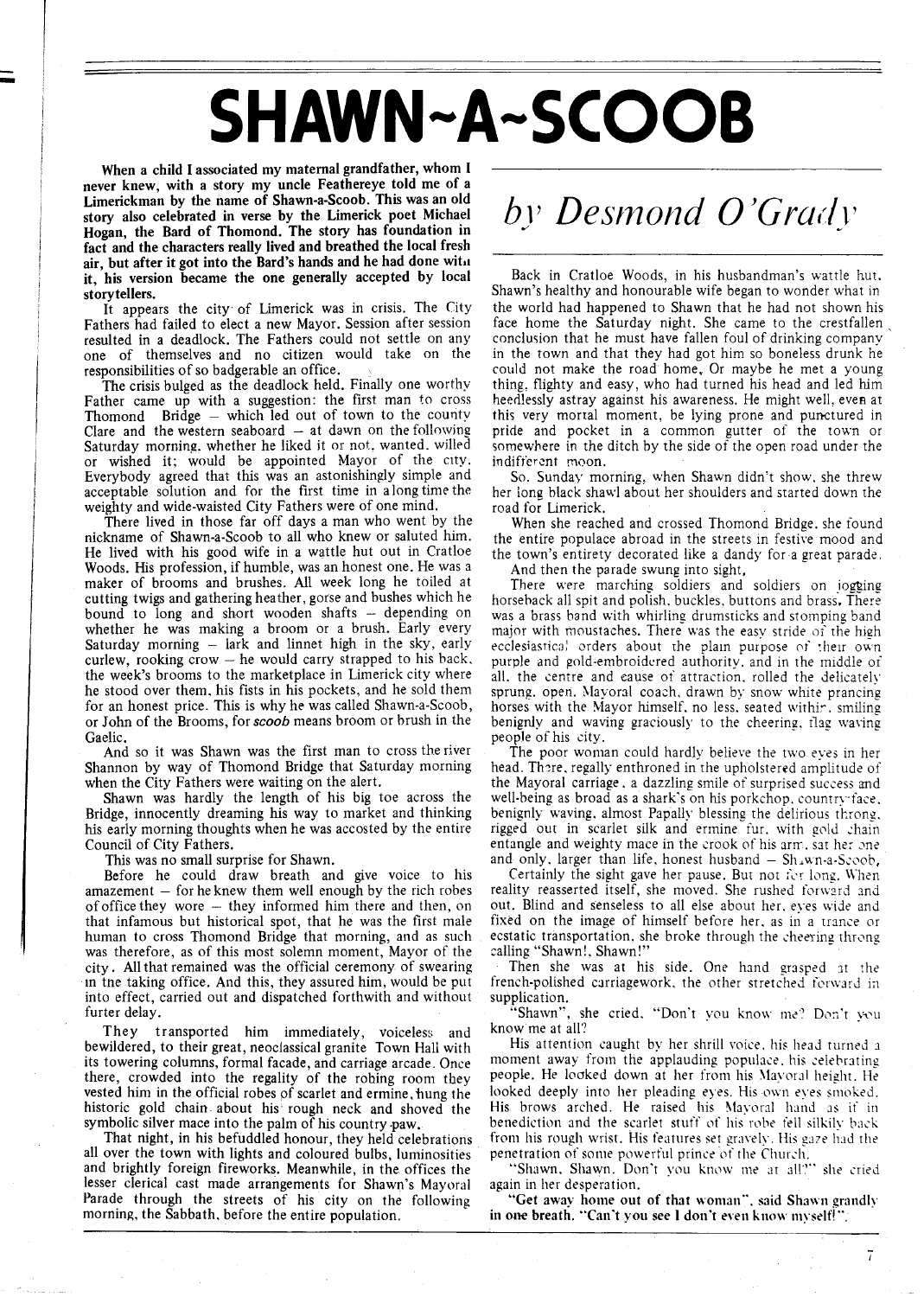# SHAWN-A-SCOOB

## *by Desmond O'Grady*

**When a child I associated my maternal grandfather, whom I never knew, with a story my uncle Feathereye told me of a Limerickman by the name of Shawn-a-Scoob. This was an old story also celebrated in verse by the Limerick poet Michael Hogan, the Bard of Thomond. The story has foundation in fact and the characters really lived and breathed the local fresh air, but after it got into the Bard's hands and he had done with it, his version became the one generally accepted by local storytellers.**

It appears the city of Limerick was in crisis. The City Fathers had failed to elect a new Mayor. Session after session resulted in a deadlock. The Fathers could not settle on any one of themselves and no citizen would take on the responsibilities of so badgerable an office.

The crisis bulged as the deadlock held. Finally one worthy Father came up with a suggestion: the first man to cross Thomond Bridge – which led out of town to the county Clare and the western seaboard – at dawn on the following Saturday morning, whether he liked it or not, wanted, willed or wished it; would be appointed Mayor of the city. Everybody agreed that this was an astonishingly simple and acceptable solution and for the first time in a long time the weighty and wide-waisted City Fathers were of one mind.

There lived in those far off days a man who went by the nickname of Shawn-a-Scoob to all who knew or saluted him. He lived with his good wife in a wattle hut out in Cratloe Woods. His profession, if humble, was an honest one. He was a maker of brooms and brushes. All week long he toiled at cutting twigs and gathering heather, gorse and bushes which he bound to long and short wooden shafts – depending on whether he was making a broom or a brush. Early every Saturday morning – lark and linnet high in the sky, early curlew, rooking crow – he would carry strapped to his back, the week's brooms to the marketplace in Limerick city where he stood over them, his fists in his pockets, and he sold them for an honest price. This is why he was called Shawn-a-Scoob, or John of the Brooms, for *scoob* means broom or brush in the Gaelic.

And so it was Shawn was the first man to cross the river Shannon by way of Thomond Bridge that Saturday morning when the City Fathers were waiting on the alert.

Shawn was hardly the length of his big toe across the Bridge, innocently dreaming his way to market and thinking his early morning thoughts when he was accosted by the entire Council of City Fathers.

This was no small surprise for Shawn.

Before he could draw breath and give voice to his amazement – for he knew them well enough by the rich robes of office they wore – they informed him there and then, on that infamous but historical spot, that he was the first male human to cross Thomond Bridge that morning, and as such was therefore, as of this most solemn moment, Mayor of the city. All that remained was the official ceremony of swearing in the taking office. And this, they assured him, would be put into effect, carried out and dispatched forthwith and without furter delay.

They transported him immediately, voiceless and bewildered, to their great, neoclassical granite Town Hall with its towering columns, formal facade, and carriage arcade. Once there, crowded into the regality of the robing room they vested him in the official robes of scarlet and ermine, hung the historic gold chain about his rough neck and shoved the symbolic silver mace into the palm of his country paw.

That night, in his befuddled honour, they held celebrations all over the town with lights and coloured bulbs, luminosities and brightly foreign fireworks. Meanwhile, in the offices the lesser clerical cast made arrangements for Shawn's Mayoral Parade through the streets of his city on the following morning, the Sabbath, before the entire population.

Back in Cratloe Woods, in his husbandman's wattle hut, Shawn's healthy and honourable wife began to wonder what in the world had happened to Shawn that he had not shown his face home the Saturday night. She came to the crestfallen conclusion that he must have fallen foul of drinking company in the town and that they had got him so boneless drunk he could not make the road home. Or maybe he met a young thing, flighty and easy, who had turned his head and led him heedlessly astray against his awareness. He might well, even at this very mortal moment, be lying prone and punctured in pride and pocket in a common gutter of the town or somewhere in the ditch by the side of the open road under the indifferent moon.

So, Sunday morning, when Shawn didn't show, she threw her long black shawl about her shoulders and started down the road for Limerick.

When she reached and crossed Thomond Bridge, she found the entire populace abroad in the streets in festive mood and the town's entirety decorated like a dandy for a great parade.

And then the parade swung into sight.

There were marching soldiers and soldiers on jogging horseback all spit and polish, buckles, buttons and brass. There was a brass band with whirling drumsticks and stomping band major with moustaches. There was the easy stride of the high ecclesiastical orders about the plain purpose of their own purple and gold-embroidered authority, and in the middle of all, the centre and cause of attraction, rolled the delicately sprung, open, Mayoral coach, drawn by snow white prancing horses with the Mayor himself, no less, seated within, smiling benignly and waving graciously to the cheering, flag waving people of his city.

The poor woman could hardly believe the two eyes in her head. There, regally enthroned in the upholstered amplitude of the Mayoral carriage, a dazzling smile of surprised success and well-being as broad as a shark's on his porkchop, countryface, benignly waving, almost Papally blessing the delirious throng, rigged out in scarlet silk and ermine fur, with gold chain entangle and weighty mace in the crook of his arm, sat her one and only, larger than life, honest husband – Shawn-a-Scoob.

Certainly the sight gave her pause. But not for long. When reality reasserted itself, she moved. She rushed forward and out. Blind and senseless to all else about her, eyes wide and fixed on the image of himself before her, as in a trance or ecstatic transportation, she broke through the cheering throng calling "Shawn!, Shawn!"

Then she was at his side. One hand grasped at the french-polished carriagework, the other stretched forward in supplication.

"Shawn", she cried. "Don't you know me? Don't you know me at all?

His attention caught by her shrill voice, his head turned a moment away from the applauding populace, his celebrating people. He looked down at her from his Mayoral height. He looked deeply into her pleading eyes. His own eyes smoked. His brows arched. He raised his Mayoral hand as if in benediction and the scarlet stuff of his robe fell silkily back from his rough wrist. His features set gravely. His gaze had the penetration of some powerful prince of the Church.

"Shawn, Shawn. Don't you know me at all?" she cried again in her desperation.

**"Get away home out of that woman", said Shawn grandly in one breath. "Can't you see I don't even know myself!".**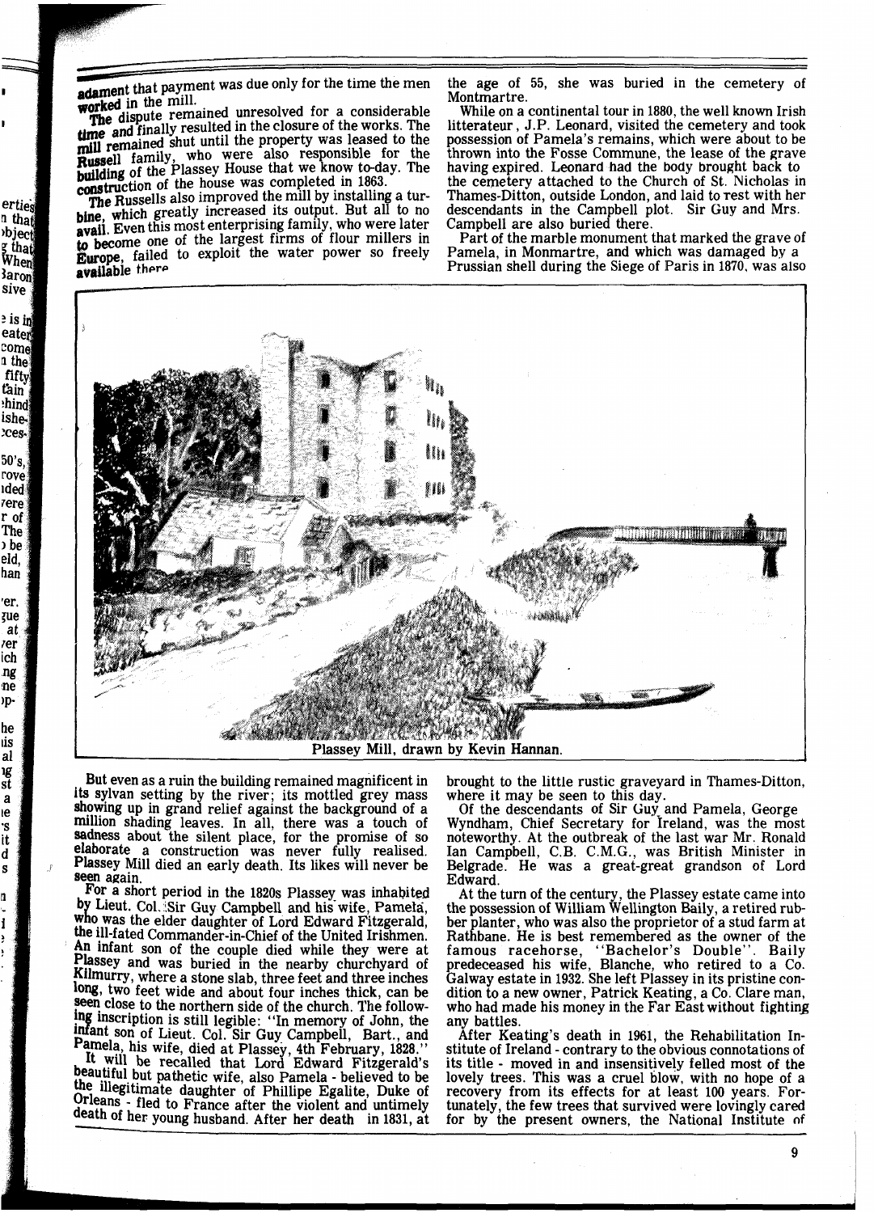adament that payment was due only for the time the men worked in the mill.

The dispute remained unresolved for a considerable time and finally resulted in the closure of the works. The mill remained shut until the property was leased to the Russell family, who were also responsible for the building of the Plassey House that we know to-day. The construction of the house was completed in 1863.

The Russells also improved the mill by installing a turbine, which greatly increased its output. But all to no avail. Even this most enterprising family, who were later to become one of the largest firms of flour millers in Europe, failed to exploit the water power so freely available there

Plassey Mill, drawn by Kevin Hannan.

But even as a ruin the building remained magnificent in its sylvan setting by the river; its mottled grey mass showing up in grand relief against the background of a million shading leaves. In all, there was a touch of sadness about the silent place, for the promise of so elaborate a construction was never fully realised. Plassey Mill died an early death. Its likes will never be seen again.

For a short period in the 1820s Plassey was inhabited by Lieut. Col. Sir Guy Campbell and his wife, Pamela, who was the elder daughter of Lord Edward Fitzgerald, the ill-fated Commander-in-Chief of the United Irishmen. An infant son of the couple died while they were at Plassey and was buried in the nearby churchyard of Kilmurry, where a stone slab, three feet and three inches long, two feet wide and about four inches thick, can be seen close to the northern side of the church. The following inscription is still legible: "In memory of John, the infant son of Lieut. Col. Sir Guy Campbell, Bart., and Pamela, his wife, died at Plassey, 4th February, 1828."

It will be recalled that Lord Edward Fitzgerald's beautiful but pathetic wife, also Pamela - believed to be the illegitimate daughter of Phillipe Egalite, Duke of Orleans - fled to France after the violent and untimely death of her young husband. After her death in 1831, at the age of 55, she was buried in the cemetery of Montmartre.

While on a continental tour in 1880, the well known Irish litterateur, J.P. Leonard, visited the cemetery and took possession of Pamela's remains, which were about to be thrown into the Fosse Commune, the lease of the grave having expired. Leonard had the body brought back to the cemetery attached to the Church of St. Nicholas in Thames-Ditton, outside London, and laid to rest with her descendants in the Campbell plot. Sir Guy and Mrs. Campbell are also buried there.

Part of the marble monument that marked the grave of Pamela, in Monmartre, and which was damaged by a Prussian shell during the Siege of Paris in 1870, was also brought to the little rustic graveyard in Thames-Ditton, where it may be seen to this day.

Of the descendants of Sir Guy and Pamela, George Wyndham, Chief Secretary for Ireland, was the most noteworthy. At the outbreak of the last war Mr. Ronald Ian Campbell, C.B. C.M.G., was British Minister in Belgrade. He was a great-great grandson of Lord Edward.

At the turn of the century, the Plassey estate came into the possession of William Wellington Baily, a retired rubber planter, who was also the proprietor of a stud farm at Rathbane. He is best remembered as the owner of the famous racehorse, "Bachelor's Double". Baily predeceased his wife, Blanche, who retired to a Co. Galway estate in 1932. She left Plassey in its pristine condition to a new owner, Patrick Keating, a Co. Clare man, who had made his money in the Far East without fighting any battles.

After Keating's death in 1961, the Rehabilitation Institute of Ireland - contrary to the obvious connotations of its title - moved in and insensitively felled most of the lovely trees. This was a cruel blow, with no hope of a recovery from its effects for at least 100 years. Fortunately, the few trees that survived were lovingly cared for by the present owners, the National Institute of